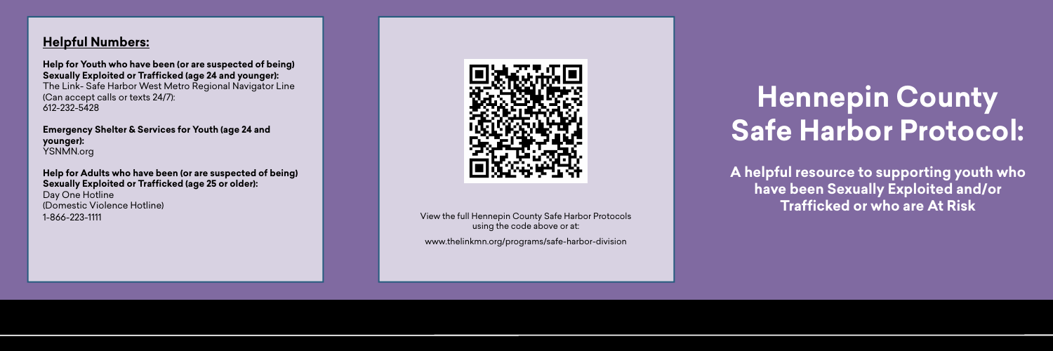## Helpful Numbers:

**Help for Youth who have been (or are suspected of being) Sexually Exploited or Trafficked (age 24 and younger):**
The Link- Safe Harbor West Metro Regional Navigator Line
(Can accept calls or texts 24/7):
612-232-5428

**Emergency Shelter & Services for Youth (age 24 and younger):**
YSNMN.org

**Help for Adults who have been (or are suspected of being) Sexually Exploited or Trafficked (age 25 or older):**
Day One Hotline
(Domestic Violence Hotline)
1-866-223-1111

View the full Hennepin County Safe Harbor Protocols using the code above or at:

www.thelinkmn.org/programs/safe-harbor-division

# Hennepin County Safe Harbor Protocol:

**A helpful resource to supporting youth who have been Sexually Exploited and/or Trafficked or who are At Risk**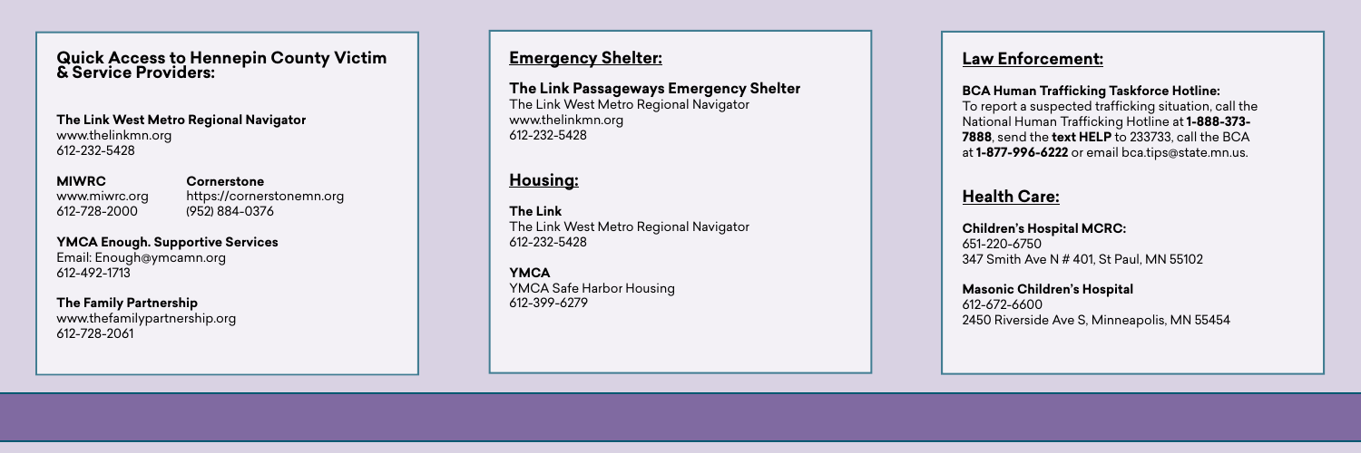## Quick Access to Hennepin County Victim & Service Providers:

**The Link West Metro Regional Navigator**
www.thelinkmn.org
612-232-5428

**MIWRC**
www.miwrc.org
612-728-2000

**Cornerstone**
https://cornerstonemn.org
(952) 884-0376

**YMCA Enough. Supportive Services**
Email: Enough@ymcamn.org
612-492-1713

**The Family Partnership**
www.thefamilypartnership.org
612-728-2061

## Emergency Shelter:

**The Link Passageways Emergency Shelter**
The Link West Metro Regional Navigator
www.thelinkmn.org
612-232-5428

## Housing:

**The Link**
The Link West Metro Regional Navigator
612-232-5428

**YMCA**
YMCA Safe Harbor Housing
612-399-6279

## Law Enforcement:

**BCA Human Trafficking Taskforce Hotline:**
To report a suspected trafficking situation, call the National Human Trafficking Hotline at **1-888-373-7888**, send the **text HELP** to 233733, call the BCA at **1-877-996-6222** or email bca.tips@state.mn.us.

## Health Care:

**Children's Hospital MCRC:**
651-220-6750
347 Smith Ave N # 401, St Paul, MN 55102

**Masonic Children's Hospital**
612-672-6600
2450 Riverside Ave S, Minneapolis, MN 55454